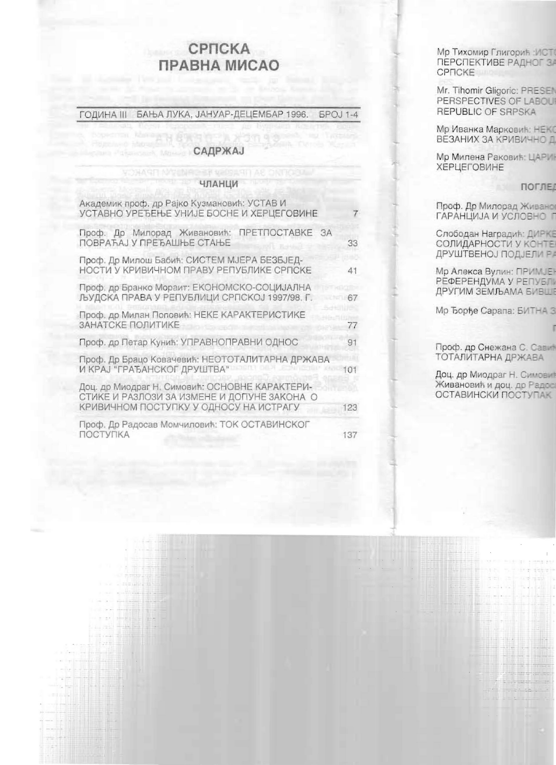# СРПСКА ПРАВНА МИСАО

ГОДИНА III БАЊА ЛУКА, ЈАНУАР-ДЕЦЕМБАР 1996. БРОЈ 1-4

## САДРЖАЈ

### ЧЛАНЦИ

| | |
|---|---|
| Академик проф. др Рајко Кузмановић: УСТАВ И УСТАВНО УРЕЂЕЊЕ УНИЈЕ БОСНЕ И ХЕРЦЕГОВИНЕ | 7 |
| Проф. Др Милорад Живановић: ПРЕТПОСТАВКЕ ЗА ПОВРАЋАЈ У ПРЕЂАШЊЕ СТАЊЕ | 33 |
| Проф. Др Милош Бабић: СИСТЕМ МЈЕРА БЕЗБЈЕДНОСТИ У КРИВИЧНОМ ПРАВУ РЕПУБЛИКЕ СРПСКЕ | 41 |
| Проф. др Бранко Мораит: ЕКОНОМСКО-СОЦИЈАЛНА ЉУДСКА ПРАВА У РЕПУБЛИЦИ СРПСКОЈ 1997/98. Г. | 67 |
| Проф. др Милан Поповић: НЕКЕ КАРАКТЕРИСТИКЕ ЗАНАТСКЕ ПОЛИТИКЕ | 77 |
| Проф. др Петар Кунић: УПРАВНОПРАВНИ ОДНОС | 91 |
| Проф. Др Брацо Ковачевић: НЕОТОТАЛИТАРНА ДРЖАВА И КРАЈ "ГРАЂАНСКОГ ДРУШТВА" | 101 |
| Доц. др Миодраг Н. Симовић: ОСНОВНЕ КАРАКТЕРИСТИКЕ И РАЗЛОЗИ ЗА ИЗМЕНЕ И ДОПУНЕ ЗАКОНА О КРИВИЧНОМ ПОСТУПКУ У ОДНОСУ НА ИСТРАГУ | 123 |
| Проф. Др Радосав Момчиловић: ТОК ОСТАВИНСКОГ ПОСТУПКА | 137 |

Мр Тихомир Глигорић :ИСТ... ПЕРСПЕКТИВЕ РАДНОГ ЗА... СРПСКЕ

Mr. Tihomir Gligoric: PRESEN... PERSPECTIVES OF LABOU... REPUBLIC OF SRPSKA

Мр Иванка Марковић: НЕКО... ВЕЗАНИХ ЗА КРИВИЧНО Д...

Мр Милена Раковић: ЦАРИ... ХЕРЦЕГОВИНЕ

### ПОГЛЕД...

Проф. Др Милорад Живано... ГАРАНЦИЈА И УСЛОВНО П...

Слободан Наградић: ДИРКЕ... СОЛИДАРНОСТИ У КОНТЕ... ДРУШТВЕНОЈ ПОДЈЕЛИ РА...

Мр Алекса Вулин: ПРИМЈЕН... РЕФЕРЕНДУМА У РЕПУБЛИ... ДРУГИМ ЗЕМЉАМА БИВШ...

Мр Ђорђе Сарапа: БИТНА З...

Проф. др Снежана С. Сави... ТОТАЛИТАРНА ДРЖАВА

Доц. др Миодраг Н. Симови... Живановић и доц. др Радос... ОСТАВИНСКИ ПОСТУПАК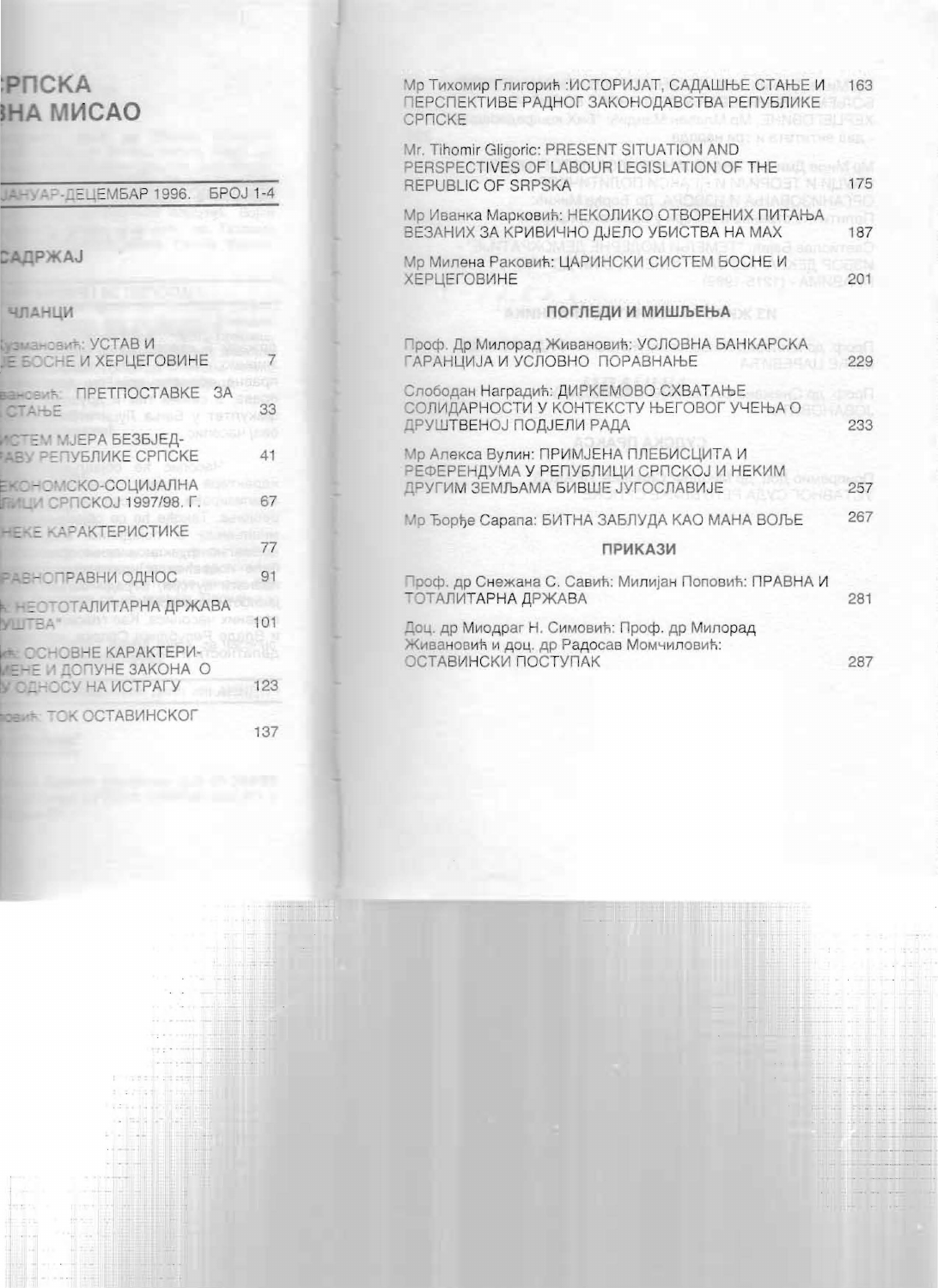# ...РПСКА
# ...ВНА МИСАО

ЈАНУАР-ДЕЦЕМБАР 1996. БРОЈ 1-4

## САДРЖАЈ

### ЧЛАНЦИ

...узмановић: УСТАВ И ...Е БОСНЕ И ХЕРЦЕГОВИНЕ 7

...ановић: ПРЕТПОСТАВКЕ ЗА ... СТАЊЕ 33

...ИСТЕМ МЈЕРА БЕЗБЈЕД-...АВУ РЕПУБЛИКЕ СРПСКЕ 41

...ЕКОНОМСКО-СОЦИЈАЛНА ...ЛИЦИ СРПСКОЈ 1997/98. Г. 67

...НЕКЕ КАРАКТЕРИСТИКЕ 77

...РАВНОПРАВНИ ОДНОС 91

...: НЕОТОТАЛИТАРНА ДРЖАВА ...УШТВА" 101

...: ОСНОВНЕ КАРАКТЕРИ-...МЕНЕ И ДОПУНЕ ЗАКОНА О ...У ОДНОСУ НА ИСТРАГУ 123

...овић: ТОК ОСТАВИНСКОГ 137

Мр Тихомир Глигорић :ИСТОРИЈАТ, САДАШЊЕ СТАЊЕ И ПЕРСПЕКТИВЕ РАДНОГ ЗАКОНОДАВСТВА РЕПУБЛИКЕ СРПСКЕ 163

Mr. Tihomir Gligoric: PRESENT SITUATION AND PERSPECTIVES OF LABOUR LEGISLATION OF THE REPUBLIC OF SRPSKA 175

Мр Иванка Марковић: НЕКОЛИКО ОТВОРЕНИХ ПИТАЊА ВЕЗАНИХ ЗА КРИВИЧНО ДЈЕЛО УБИСТВА НА МАХ 187

Мр Милена Раковић: ЦАРИНСКИ СИСТЕМ БОСНЕ И ХЕРЦЕГОВИНЕ 201

### ПОГЛЕДИ И МИШЉЕЊА

Проф. Др Милорад Живановић: УСЛОВНА БАНКАРСКА ГАРАНЦИЈА И УСЛОВНО ПОРАВНАЊЕ 229

Слободан Наградић: ДИРКЕМОВО СХВАТАЊЕ СОЛИДАРНОСТИ У КОНТЕКСТУ ЊЕГОВОГ УЧЕЊА О ДРУШТВЕНОЈ ПОДЈЕЛИ РАДА 233

Мр Алекса Вулин: ПРИМЈЕНА ПЛЕБИСЦИТА И РЕФЕРЕНДУМА У РЕПУБЛИЦИ СРПСКОЈ И НЕКИМ ДРУГИМ ЗЕМЉАМА БИВШЕ ЈУГОСЛАВИЈЕ 257

Мр Ђорђе Сарапа: БИТНА ЗАБЛУДА КАО МАНА ВОЉЕ 267

### ПРИКАЗИ

Проф. др Снежана С. Савић: Милијан Поповић: ПРАВНА И ТОТАЛИТАРНА ДРЖАВА 281

Доц. др Миодраг Н. Симовић: Проф. др Милорад Живановић и доц. др Радосав Момчиловић: ОСТАВИНСКИ ПОСТУПАК 287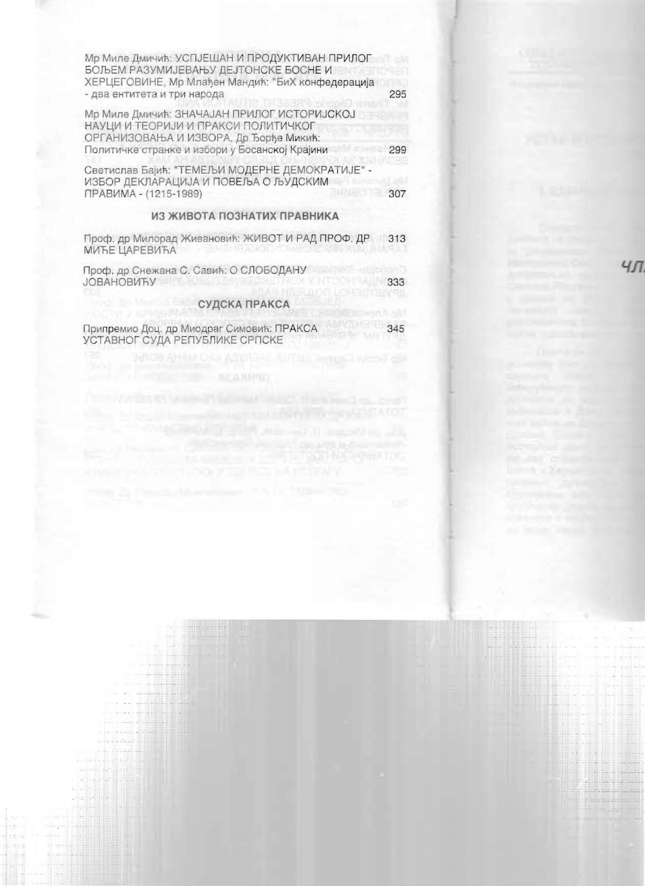Мр Миле Дмичић: УСПЈЕШАН И ПРОДУКТИВАН ПРИЛОГ БОЉЕМ РАЗУМИЈЕВАЊУ ДЕЈТОНСКЕ БОСНЕ И ХЕРЦЕГОВИНЕ, Мр Млађен Мандић: "БиХ конфедерација - два ентитета и три народа 295

Мр Миле Дмичић: ЗНАЧАЈАН ПРИЛОГ ИСТОРИЈСКОЈ НАУЦИ И ТЕОРИЈИ И ПРАКСИ ПОЛИТИЧКОГ ОРГАНИЗОВАЊА И ИЗВОРА, Др Ђорђе Микић: Политичке странке и избори у Босанској Крајини 299

Светислав Бајић: "ТЕМЕЉИ МОДЕРНЕ ДЕМОКРАТИЈЕ" - ИЗБОР ДЕКЛАРАЦИЈА И ПОВЕЉА О ЉУДСКИМ ПРАВИМА - (1215-1989) 307

## ИЗ ЖИВОТА ПОЗНАТИХ ПРАВНИКА

Проф. др Милорад Живановић: ЖИВОТ И РАД ПРОФ. ДР МИЋЕ ЦАРЕВИЋА 313

Проф. др Снежана С. Савић: О СЛОБОДАНУ ЈОВАНОВИЋУ 333

## СУДСКА ПРАКСА

Припремио Доц. др Миодраг Симовић: ПРАКСА УСТАВНОГ СУДА РЕПУБЛИКЕ СРПСКЕ 345